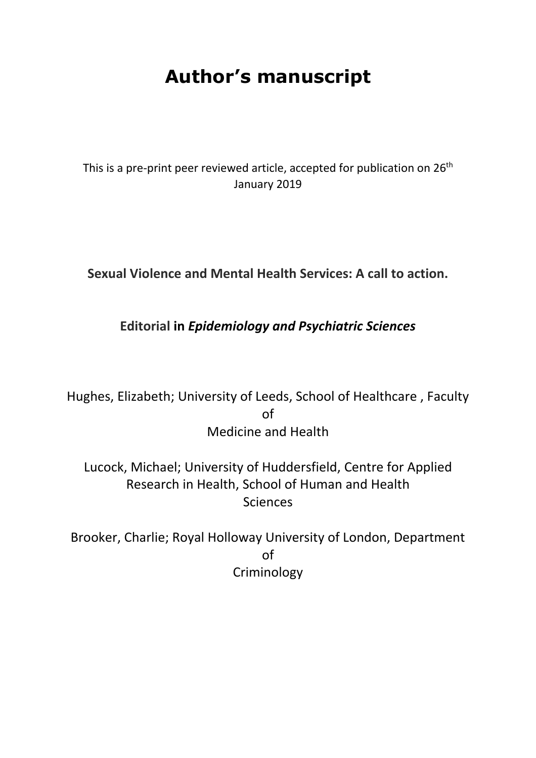# Author's manuscript

This is a pre-print peer reviewed article, accepted for publication on 26th January 2019

**Sexual Violence and Mental Health Services: A call to action.**

**Editorial in *Epidemiology and Psychiatric Sciences***

Hughes, Elizabeth; University of Leeds, School of Healthcare , Faculty of Medicine and Health

Lucock, Michael; University of Huddersfield, Centre for Applied Research in Health, School of Human and Health Sciences

Brooker, Charlie; Royal Holloway University of London, Department of Criminology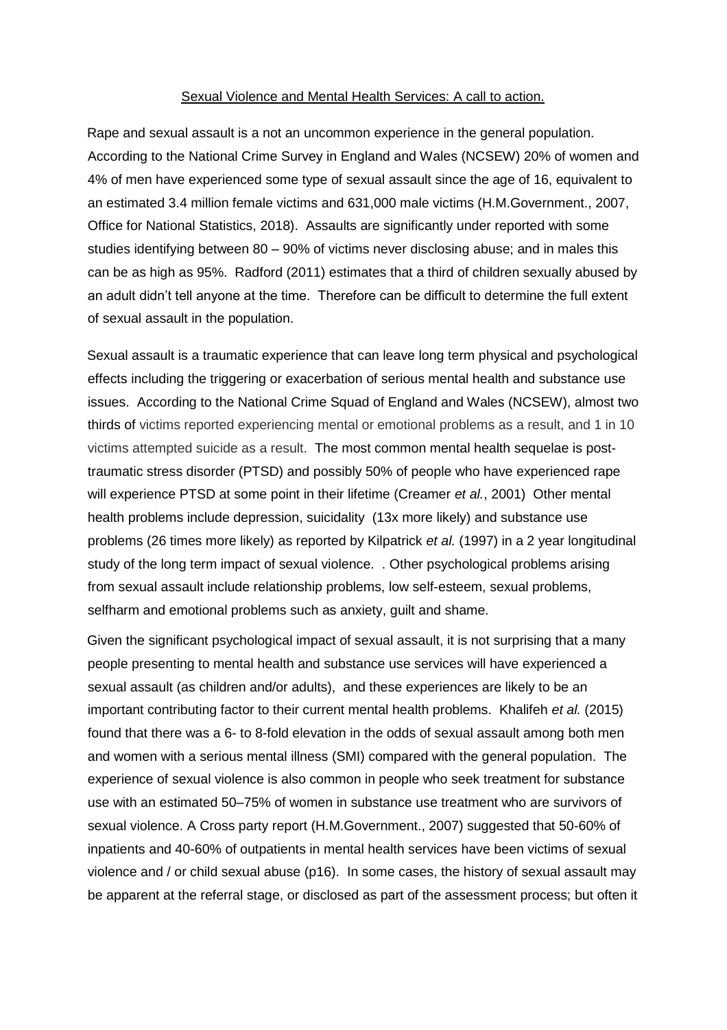Sexual Violence and Mental Health Services: A call to action.

Rape and sexual assault is a not an uncommon experience in the general population. According to the National Crime Survey in England and Wales (NCSEW) 20% of women and 4% of men have experienced some type of sexual assault since the age of 16, equivalent to an estimated 3.4 million female victims and 631,000 male victims (H.M.Government., 2007, Office for National Statistics, 2018). Assaults are significantly under reported with some studies identifying between 80 – 90% of victims never disclosing abuse; and in males this can be as high as 95%. Radford (2011) estimates that a third of children sexually abused by an adult didn't tell anyone at the time. Therefore can be difficult to determine the full extent of sexual assault in the population.

Sexual assault is a traumatic experience that can leave long term physical and psychological effects including the triggering or exacerbation of serious mental health and substance use issues. According to the National Crime Squad of England and Wales (NCSEW), almost two thirds of victims reported experiencing mental or emotional problems as a result, and 1 in 10 victims attempted suicide as a result. The most common mental health sequelae is post-traumatic stress disorder (PTSD) and possibly 50% of people who have experienced rape will experience PTSD at some point in their lifetime (Creamer *et al.*, 2001) Other mental health problems include depression, suicidality (13x more likely) and substance use problems (26 times more likely) as reported by Kilpatrick *et al.* (1997) in a 2 year longitudinal study of the long term impact of sexual violence. . Other psychological problems arising from sexual assault include relationship problems, low self-esteem, sexual problems, selfharm and emotional problems such as anxiety, guilt and shame.

Given the significant psychological impact of sexual assault, it is not surprising that a many people presenting to mental health and substance use services will have experienced a sexual assault (as children and/or adults), and these experiences are likely to be an important contributing factor to their current mental health problems. Khalifeh *et al.* (2015) found that there was a 6- to 8-fold elevation in the odds of sexual assault among both men and women with a serious mental illness (SMI) compared with the general population. The experience of sexual violence is also common in people who seek treatment for substance use with an estimated 50–75% of women in substance use treatment who are survivors of sexual violence. A Cross party report (H.M.Government., 2007) suggested that 50-60% of inpatients and 40-60% of outpatients in mental health services have been victims of sexual violence and / or child sexual abuse (p16). In some cases, the history of sexual assault may be apparent at the referral stage, or disclosed as part of the assessment process; but often it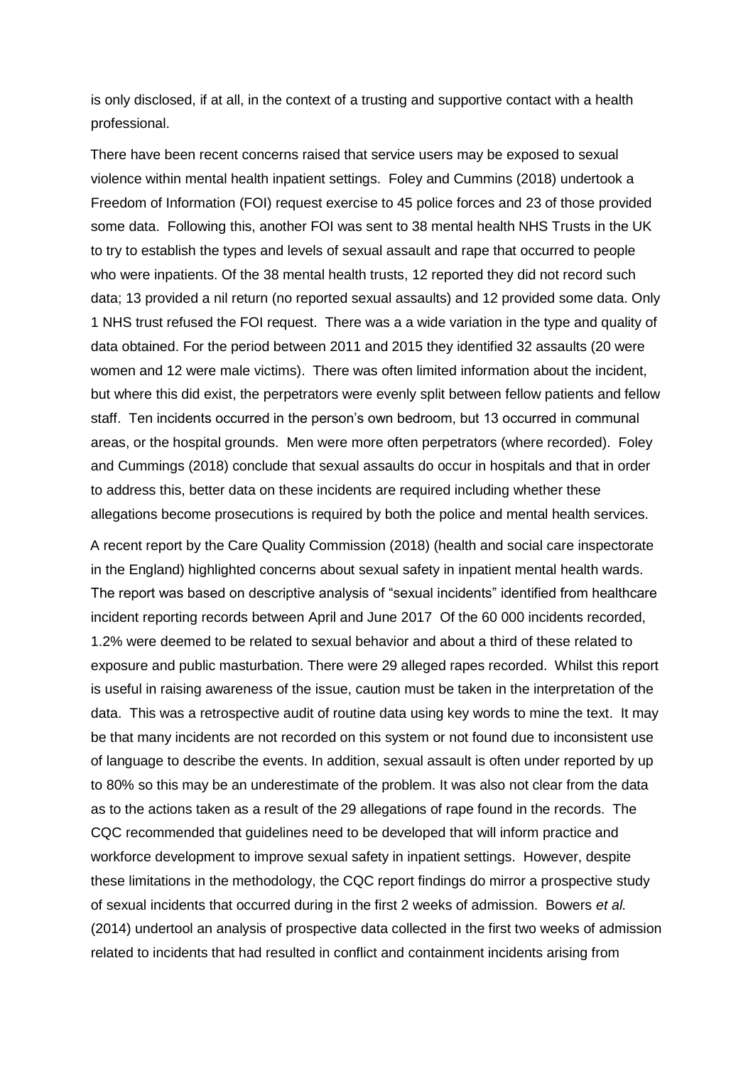is only disclosed, if at all, in the context of a trusting and supportive contact with a health professional.

There have been recent concerns raised that service users may be exposed to sexual violence within mental health inpatient settings. Foley and Cummins (2018) undertook a Freedom of Information (FOI) request exercise to 45 police forces and 23 of those provided some data. Following this, another FOI was sent to 38 mental health NHS Trusts in the UK to try to establish the types and levels of sexual assault and rape that occurred to people who were inpatients. Of the 38 mental health trusts, 12 reported they did not record such data; 13 provided a nil return (no reported sexual assaults) and 12 provided some data. Only 1 NHS trust refused the FOI request. There was a a wide variation in the type and quality of data obtained. For the period between 2011 and 2015 they identified 32 assaults (20 were women and 12 were male victims). There was often limited information about the incident, but where this did exist, the perpetrators were evenly split between fellow patients and fellow staff. Ten incidents occurred in the person's own bedroom, but 13 occurred in communal areas, or the hospital grounds. Men were more often perpetrators (where recorded). Foley and Cummings (2018) conclude that sexual assaults do occur in hospitals and that in order to address this, better data on these incidents are required including whether these allegations become prosecutions is required by both the police and mental health services.

A recent report by the Care Quality Commission (2018) (health and social care inspectorate in the England) highlighted concerns about sexual safety in inpatient mental health wards. The report was based on descriptive analysis of "sexual incidents" identified from healthcare incident reporting records between April and June 2017 Of the 60 000 incidents recorded, 1.2% were deemed to be related to sexual behavior and about a third of these related to exposure and public masturbation. There were 29 alleged rapes recorded. Whilst this report is useful in raising awareness of the issue, caution must be taken in the interpretation of the data. This was a retrospective audit of routine data using key words to mine the text. It may be that many incidents are not recorded on this system or not found due to inconsistent use of language to describe the events. In addition, sexual assault is often under reported by up to 80% so this may be an underestimate of the problem. It was also not clear from the data as to the actions taken as a result of the 29 allegations of rape found in the records. The CQC recommended that guidelines need to be developed that will inform practice and workforce development to improve sexual safety in inpatient settings. However, despite these limitations in the methodology, the CQC report findings do mirror a prospective study of sexual incidents that occurred during in the first 2 weeks of admission. Bowers *et al.* (2014) undertool an analysis of prospective data collected in the first two weeks of admission related to incidents that had resulted in conflict and containment incidents arising from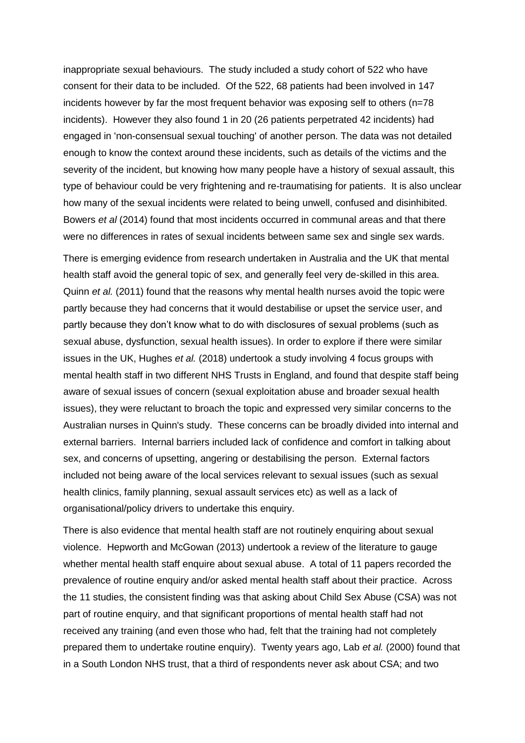inappropriate sexual behaviours. The study included a study cohort of 522 who have consent for their data to be included. Of the 522, 68 patients had been involved in 147 incidents however by far the most frequent behavior was exposing self to others (n=78 incidents). However they also found 1 in 20 (26 patients perpetrated 42 incidents) had engaged in 'non-consensual sexual touching' of another person. The data was not detailed enough to know the context around these incidents, such as details of the victims and the severity of the incident, but knowing how many people have a history of sexual assault, this type of behaviour could be very frightening and re-traumatising for patients. It is also unclear how many of the sexual incidents were related to being unwell, confused and disinhibited. Bowers *et al* (2014) found that most incidents occurred in communal areas and that there were no differences in rates of sexual incidents between same sex and single sex wards.

There is emerging evidence from research undertaken in Australia and the UK that mental health staff avoid the general topic of sex, and generally feel very de-skilled in this area. Quinn *et al.* (2011) found that the reasons why mental health nurses avoid the topic were partly because they had concerns that it would destabilise or upset the service user, and partly because they don't know what to do with disclosures of sexual problems (such as sexual abuse, dysfunction, sexual health issues). In order to explore if there were similar issues in the UK, Hughes *et al.* (2018) undertook a study involving 4 focus groups with mental health staff in two different NHS Trusts in England, and found that despite staff being aware of sexual issues of concern (sexual exploitation abuse and broader sexual health issues), they were reluctant to broach the topic and expressed very similar concerns to the Australian nurses in Quinn's study. These concerns can be broadly divided into internal and external barriers. Internal barriers included lack of confidence and comfort in talking about sex, and concerns of upsetting, angering or destabilising the person. External factors included not being aware of the local services relevant to sexual issues (such as sexual health clinics, family planning, sexual assault services etc) as well as a lack of organisational/policy drivers to undertake this enquiry.

There is also evidence that mental health staff are not routinely enquiring about sexual violence. Hepworth and McGowan (2013) undertook a review of the literature to gauge whether mental health staff enquire about sexual abuse. A total of 11 papers recorded the prevalence of routine enquiry and/or asked mental health staff about their practice. Across the 11 studies, the consistent finding was that asking about Child Sex Abuse (CSA) was not part of routine enquiry, and that significant proportions of mental health staff had not received any training (and even those who had, felt that the training had not completely prepared them to undertake routine enquiry). Twenty years ago, Lab *et al.* (2000) found that in a South London NHS trust, that a third of respondents never ask about CSA; and two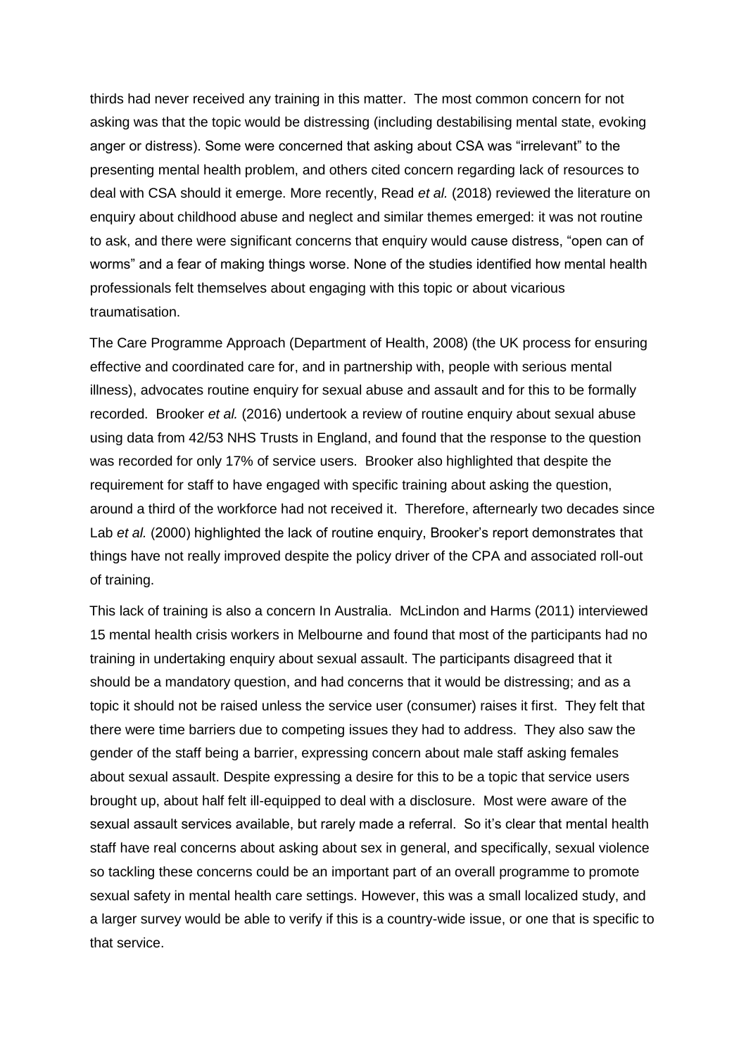thirds had never received any training in this matter. The most common concern for not asking was that the topic would be distressing (including destabilising mental state, evoking anger or distress). Some were concerned that asking about CSA was "irrelevant" to the presenting mental health problem, and others cited concern regarding lack of resources to deal with CSA should it emerge. More recently, Read *et al.* (2018) reviewed the literature on enquiry about childhood abuse and neglect and similar themes emerged: it was not routine to ask, and there were significant concerns that enquiry would cause distress, "open can of worms" and a fear of making things worse. None of the studies identified how mental health professionals felt themselves about engaging with this topic or about vicarious traumatisation.

The Care Programme Approach (Department of Health, 2008) (the UK process for ensuring effective and coordinated care for, and in partnership with, people with serious mental illness), advocates routine enquiry for sexual abuse and assault and for this to be formally recorded. Brooker *et al.* (2016) undertook a review of routine enquiry about sexual abuse using data from 42/53 NHS Trusts in England, and found that the response to the question was recorded for only 17% of service users. Brooker also highlighted that despite the requirement for staff to have engaged with specific training about asking the question, around a third of the workforce had not received it. Therefore, afternearly two decades since Lab *et al.* (2000) highlighted the lack of routine enquiry, Brooker's report demonstrates that things have not really improved despite the policy driver of the CPA and associated roll-out of training.

This lack of training is also a concern In Australia. McLindon and Harms (2011) interviewed 15 mental health crisis workers in Melbourne and found that most of the participants had no training in undertaking enquiry about sexual assault. The participants disagreed that it should be a mandatory question, and had concerns that it would be distressing; and as a topic it should not be raised unless the service user (consumer) raises it first. They felt that there were time barriers due to competing issues they had to address. They also saw the gender of the staff being a barrier, expressing concern about male staff asking females about sexual assault. Despite expressing a desire for this to be a topic that service users brought up, about half felt ill-equipped to deal with a disclosure. Most were aware of the sexual assault services available, but rarely made a referral. So it's clear that mental health staff have real concerns about asking about sex in general, and specifically, sexual violence so tackling these concerns could be an important part of an overall programme to promote sexual safety in mental health care settings. However, this was a small localized study, and a larger survey would be able to verify if this is a country-wide issue, or one that is specific to that service.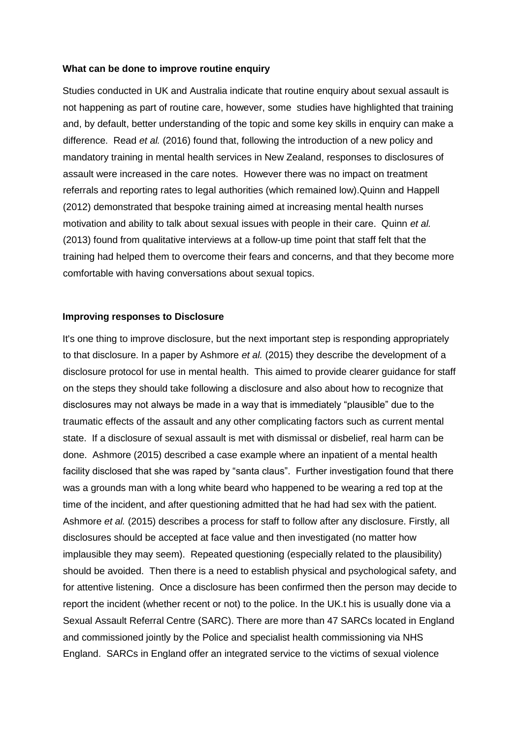**What can be done to improve routine enquiry**

Studies conducted in UK and Australia indicate that routine enquiry about sexual assault is not happening as part of routine care, however, some studies have highlighted that training and, by default, better understanding of the topic and some key skills in enquiry can make a difference. Read *et al.* (2016) found that, following the introduction of a new policy and mandatory training in mental health services in New Zealand, responses to disclosures of assault were increased in the care notes. However there was no impact on treatment referrals and reporting rates to legal authorities (which remained low).Quinn and Happell (2012) demonstrated that bespoke training aimed at increasing mental health nurses motivation and ability to talk about sexual issues with people in their care. Quinn *et al.* (2013) found from qualitative interviews at a follow-up time point that staff felt that the training had helped them to overcome their fears and concerns, and that they become more comfortable with having conversations about sexual topics.

**Improving responses to Disclosure**

It's one thing to improve disclosure, but the next important step is responding appropriately to that disclosure. In a paper by Ashmore *et al.* (2015) they describe the development of a disclosure protocol for use in mental health. This aimed to provide clearer guidance for staff on the steps they should take following a disclosure and also about how to recognize that disclosures may not always be made in a way that is immediately "plausible" due to the traumatic effects of the assault and any other complicating factors such as current mental state. If a disclosure of sexual assault is met with dismissal or disbelief, real harm can be done. Ashmore (2015) described a case example where an inpatient of a mental health facility disclosed that she was raped by "santa claus". Further investigation found that there was a grounds man with a long white beard who happened to be wearing a red top at the time of the incident, and after questioning admitted that he had had sex with the patient. Ashmore *et al.* (2015) describes a process for staff to follow after any disclosure. Firstly, all disclosures should be accepted at face value and then investigated (no matter how implausible they may seem). Repeated questioning (especially related to the plausibility) should be avoided. Then there is a need to establish physical and psychological safety, and for attentive listening. Once a disclosure has been confirmed then the person may decide to report the incident (whether recent or not) to the police. In the UK.t his is usually done via a Sexual Assault Referral Centre (SARC). There are more than 47 SARCs located in England and commissioned jointly by the Police and specialist health commissioning via NHS England. SARCs in England offer an integrated service to the victims of sexual violence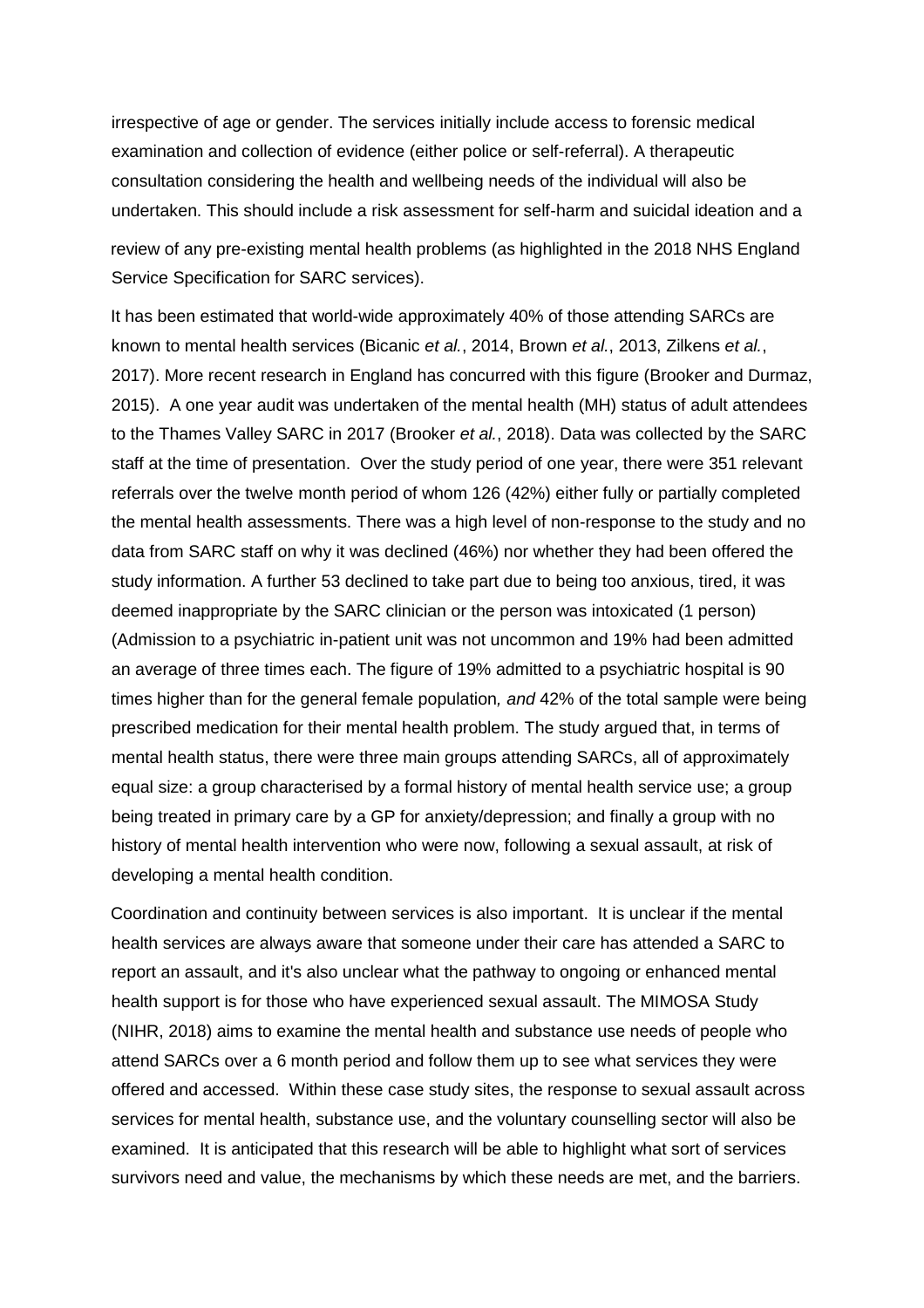irrespective of age or gender. The services initially include access to forensic medical examination and collection of evidence (either police or self-referral). A therapeutic consultation considering the health and wellbeing needs of the individual will also be undertaken. This should include a risk assessment for self-harm and suicidal ideation and a review of any pre-existing mental health problems (as highlighted in the 2018 NHS England Service Specification for SARC services).

It has been estimated that world-wide approximately 40% of those attending SARCs are known to mental health services (Bicanic *et al.*, 2014, Brown *et al.*, 2013, Zilkens *et al.*, 2017). More recent research in England has concurred with this figure (Brooker and Durmaz, 2015). A one year audit was undertaken of the mental health (MH) status of adult attendees to the Thames Valley SARC in 2017 (Brooker *et al.*, 2018). Data was collected by the SARC staff at the time of presentation. Over the study period of one year, there were 351 relevant referrals over the twelve month period of whom 126 (42%) either fully or partially completed the mental health assessments. There was a high level of non-response to the study and no data from SARC staff on why it was declined (46%) nor whether they had been offered the study information. A further 53 declined to take part due to being too anxious, tired, it was deemed inappropriate by the SARC clinician or the person was intoxicated (1 person) (Admission to a psychiatric in-patient unit was not uncommon and 19% had been admitted an average of three times each. The figure of 19% admitted to a psychiatric hospital is 90 times higher than for the general female population*, and* 42% of the total sample were being prescribed medication for their mental health problem. The study argued that, in terms of mental health status, there were three main groups attending SARCs, all of approximately equal size: a group characterised by a formal history of mental health service use; a group being treated in primary care by a GP for anxiety/depression; and finally a group with no history of mental health intervention who were now, following a sexual assault, at risk of developing a mental health condition.

Coordination and continuity between services is also important. It is unclear if the mental health services are always aware that someone under their care has attended a SARC to report an assault, and it's also unclear what the pathway to ongoing or enhanced mental health support is for those who have experienced sexual assault. The MIMOSA Study (NIHR, 2018) aims to examine the mental health and substance use needs of people who attend SARCs over a 6 month period and follow them up to see what services they were offered and accessed. Within these case study sites, the response to sexual assault across services for mental health, substance use, and the voluntary counselling sector will also be examined. It is anticipated that this research will be able to highlight what sort of services survivors need and value, the mechanisms by which these needs are met, and the barriers.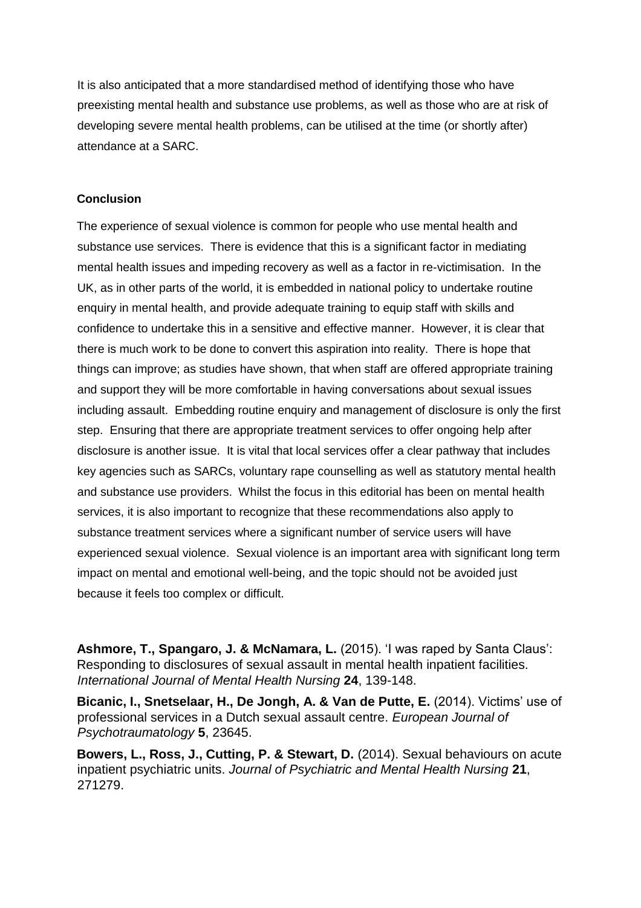It is also anticipated that a more standardised method of identifying those who have preexisting mental health and substance use problems, as well as those who are at risk of developing severe mental health problems, can be utilised at the time (or shortly after) attendance at a SARC.

## Conclusion

The experience of sexual violence is common for people who use mental health and substance use services. There is evidence that this is a significant factor in mediating mental health issues and impeding recovery as well as a factor in re-victimisation. In the UK, as in other parts of the world, it is embedded in national policy to undertake routine enquiry in mental health, and provide adequate training to equip staff with skills and confidence to undertake this in a sensitive and effective manner. However, it is clear that there is much work to be done to convert this aspiration into reality. There is hope that things can improve; as studies have shown, that when staff are offered appropriate training and support they will be more comfortable in having conversations about sexual issues including assault. Embedding routine enquiry and management of disclosure is only the first step. Ensuring that there are appropriate treatment services to offer ongoing help after disclosure is another issue. It is vital that local services offer a clear pathway that includes key agencies such as SARCs, voluntary rape counselling as well as statutory mental health and substance use providers. Whilst the focus in this editorial has been on mental health services, it is also important to recognize that these recommendations also apply to substance treatment services where a significant number of service users will have experienced sexual violence. Sexual violence is an important area with significant long term impact on mental and emotional well-being, and the topic should not be avoided just because it feels too complex or difficult.

**Ashmore, T., Spangaro, J. & McNamara, L.** (2015). 'I was raped by Santa Claus': Responding to disclosures of sexual assault in mental health inpatient facilities. *International Journal of Mental Health Nursing* **24**, 139-148.

**Bicanic, I., Snetselaar, H., De Jongh, A. & Van de Putte, E.** (2014). Victims' use of professional services in a Dutch sexual assault centre. *European Journal of Psychotraumatology* **5**, 23645.

**Bowers, L., Ross, J., Cutting, P. & Stewart, D.** (2014). Sexual behaviours on acute inpatient psychiatric units. *Journal of Psychiatric and Mental Health Nursing* **21**, 271279.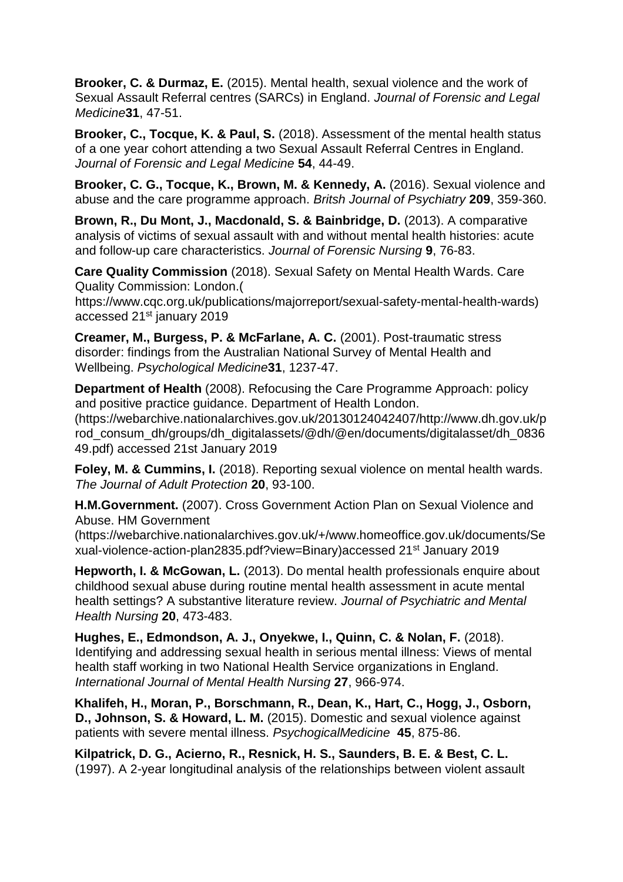**Brooker, C. & Durmaz, E.** (2015). Mental health, sexual violence and the work of Sexual Assault Referral centres (SARCs) in England. *Journal of Forensic and Legal Medicine***31**, 47-51.

**Brooker, C., Tocque, K. & Paul, S.** (2018). Assessment of the mental health status of a one year cohort attending a two Sexual Assault Referral Centres in England. *Journal of Forensic and Legal Medicine* **54**, 44-49.

**Brooker, C. G., Tocque, K., Brown, M. & Kennedy, A.** (2016). Sexual violence and abuse and the care programme approach. *Britsh Journal of Psychiatry* **209**, 359-360.

**Brown, R., Du Mont, J., Macdonald, S. & Bainbridge, D.** (2013). A comparative analysis of victims of sexual assault with and without mental health histories: acute and follow-up care characteristics. *Journal of Forensic Nursing* **9**, 76-83.

**Care Quality Commission** (2018). Sexual Safety on Mental Health Wards. Care Quality Commission: London.( https://www.cqc.org.uk/publications/majorreport/sexual-safety-mental-health-wards) accessed 21st january 2019

**Creamer, M., Burgess, P. & McFarlane, A. C.** (2001). Post-traumatic stress disorder: findings from the Australian National Survey of Mental Health and Wellbeing. *Psychological Medicine***31**, 1237-47.

**Department of Health** (2008). Refocusing the Care Programme Approach: policy and positive practice guidance. Department of Health London. (https://webarchive.nationalarchives.gov.uk/20130124042407/http://www.dh.gov.uk/prod_consum_dh/groups/dh_digitalassets/@dh/@en/documents/digitalasset/dh_083649.pdf) accessed 21st January 2019

**Foley, M. & Cummins, I.** (2018). Reporting sexual violence on mental health wards. *The Journal of Adult Protection* **20**, 93-100.

**H.M.Government.** (2007). Cross Government Action Plan on Sexual Violence and Abuse. HM Government (https://webarchive.nationalarchives.gov.uk/+/www.homeoffice.gov.uk/documents/Sexual-violence-action-plan2835.pdf?view=Binary)accessed 21st January 2019

**Hepworth, I. & McGowan, L.** (2013). Do mental health professionals enquire about childhood sexual abuse during routine mental health assessment in acute mental health settings? A substantive literature review. *Journal of Psychiatric and Mental Health Nursing* **20**, 473-483.

**Hughes, E., Edmondson, A. J., Onyekwe, I., Quinn, C. & Nolan, F.** (2018). Identifying and addressing sexual health in serious mental illness: Views of mental health staff working in two National Health Service organizations in England. *International Journal of Mental Health Nursing* **27**, 966-974.

**Khalifeh, H., Moran, P., Borschmann, R., Dean, K., Hart, C., Hogg, J., Osborn, D., Johnson, S. & Howard, L. M.** (2015). Domestic and sexual violence against patients with severe mental illness. *PsychogicalMedicine* **45**, 875-86.

**Kilpatrick, D. G., Acierno, R., Resnick, H. S., Saunders, B. E. & Best, C. L.** (1997). A 2-year longitudinal analysis of the relationships between violent assault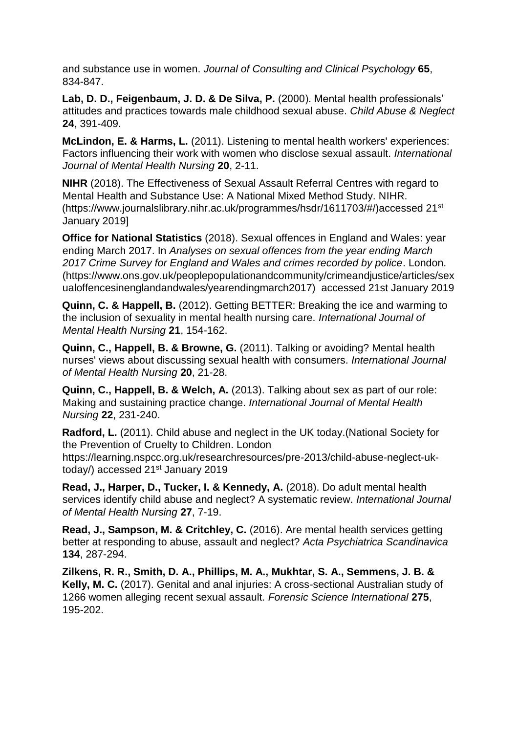and substance use in women. *Journal of Consulting and Clinical Psychology* **65**, 834-847.

**Lab, D. D., Feigenbaum, J. D. & De Silva, P.** (2000). Mental health professionals' attitudes and practices towards male childhood sexual abuse. *Child Abuse & Neglect* **24**, 391-409.

**McLindon, E. & Harms, L.** (2011). Listening to mental health workers' experiences: Factors influencing their work with women who disclose sexual assault. *International Journal of Mental Health Nursing* **20**, 2-11.

**NIHR** (2018). The Effectiveness of Sexual Assault Referral Centres with regard to Mental Health and Substance Use: A National Mixed Method Study. NIHR. (https://www.journalslibrary.nihr.ac.uk/programmes/hsdr/1611703/#/)accessed 21st January 2019]

**Office for National Statistics** (2018). Sexual offences in England and Wales: year ending March 2017. In *Analyses on sexual offences from the year ending March 2017 Crime Survey for England and Wales and crimes recorded by police*. London. (https://www.ons.gov.uk/peoplepopulationandcommunity/crimeandjustice/articles/sexualoffencesinenglandandwales/yearendingmarch2017) accessed 21st January 2019

**Quinn, C. & Happell, B.** (2012). Getting BETTER: Breaking the ice and warming to the inclusion of sexuality in mental health nursing care. *International Journal of Mental Health Nursing* **21**, 154-162.

**Quinn, C., Happell, B. & Browne, G.** (2011). Talking or avoiding? Mental health nurses' views about discussing sexual health with consumers. *International Journal of Mental Health Nursing* **20**, 21-28.

**Quinn, C., Happell, B. & Welch, A.** (2013). Talking about sex as part of our role: Making and sustaining practice change. *International Journal of Mental Health Nursing* **22**, 231-240.

**Radford, L.** (2011). Child abuse and neglect in the UK today.(National Society for the Prevention of Cruelty to Children. London https://learning.nspcc.org.uk/researchresources/pre-2013/child-abuse-neglect-uk-today/) accessed 21st January 2019

**Read, J., Harper, D., Tucker, I. & Kennedy, A.** (2018). Do adult mental health services identify child abuse and neglect? A systematic review. *International Journal of Mental Health Nursing* **27**, 7-19.

**Read, J., Sampson, M. & Critchley, C.** (2016). Are mental health services getting better at responding to abuse, assault and neglect? *Acta Psychiatrica Scandinavica* **134**, 287-294.

**Zilkens, R. R., Smith, D. A., Phillips, M. A., Mukhtar, S. A., Semmens, J. B. & Kelly, M. C.** (2017). Genital and anal injuries: A cross-sectional Australian study of 1266 women alleging recent sexual assault. *Forensic Science International* **275**, 195-202.